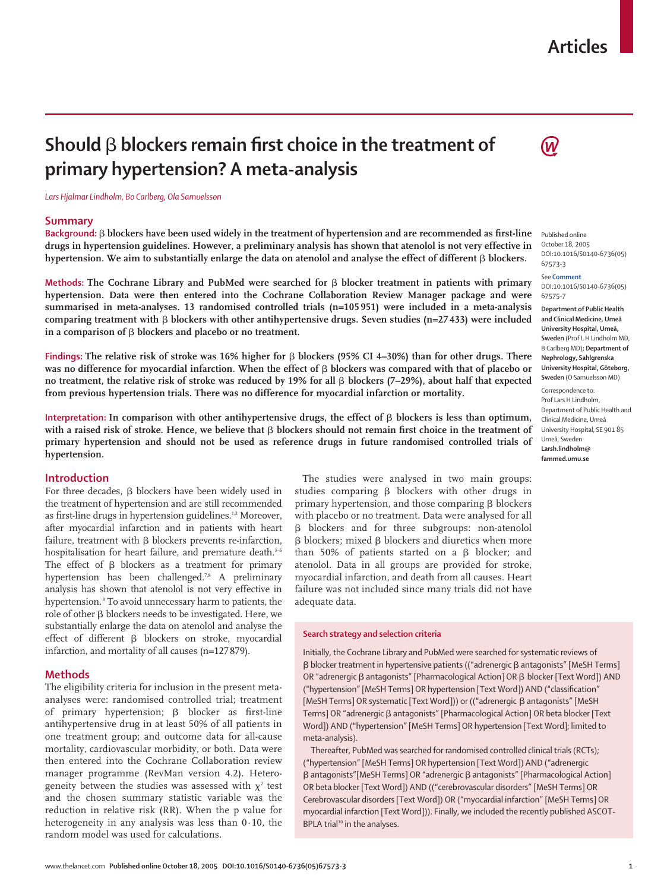# Should β blockers remain first choice in the treatment of primary hypertension? A meta-analysis

*Lars Hjalmar Lindholm, Bo Carlberg, Ola Samuelsson*

## Summary

**Background:** **β blockers have been used widely in the treatment of hypertension and are recommended as first-line drugs in hypertension guidelines. However, a preliminary analysis has shown that atenolol is not very effective in hypertension. We aim to substantially enlarge the data on atenolol and analyse the effect of different β blockers.**

**Methods:** **The Cochrane Library and PubMed were searched for β blocker treatment in patients with primary hypertension. Data were then entered into the Cochrane Collaboration Review Manager package and were summarised in meta-analyses. 13 randomised controlled trials (n=105 951) were included in a meta-analysis comparing treatment with β blockers with other antihypertensive drugs. Seven studies (n=27 433) were included in a comparison of β blockers and placebo or no treatment.**

**Findings:** **The relative risk of stroke was 16% higher for β blockers (95% CI 4–30%) than for other drugs. There was no difference for myocardial infarction. When the effect of β blockers was compared with that of placebo or no treatment, the relative risk of stroke was reduced by 19% for all β blockers (7–29%), about half that expected from previous hypertension trials. There was no difference for myocardial infarction or mortality.**

**Interpretation:** **In comparison with other antihypertensive drugs, the effect of β blockers is less than optimum, with a raised risk of stroke. Hence, we believe that β blockers should not remain first choice in the treatment of primary hypertension and should not be used as reference drugs in future randomised controlled trials of hypertension.**

Published online October 18, 2005
DOI:10.1016/S0140-6736(05)67573-3

See **Comment** DOI:10.1016/S0140-6736(05)67575-7

**Department of Public Health and Clinical Medicine, Umeå University Hospital, Umeå, Sweden** (Prof L H Lindholm MD, B Carlberg MD); **Department of Nephrology, Sahlgrenska University Hospital, Göteborg, Sweden** (O Samuelsson MD)

Correspondence to: Prof Lars H Lindholm, Department of Public Health and Clinical Medicine, Umeå University Hospital, SE 901 85 Umeå, Sweden
**Larsh.lindholm@fammed.umu.se**

## Introduction

For three decades, β blockers have been widely used in the treatment of hypertension and are still recommended as first-line drugs in hypertension guidelines.[1,2] Moreover, after myocardial infarction and in patients with heart failure, treatment with β blockers prevents re-infarction, hospitalisation for heart failure, and premature death.[3–6] The effect of β blockers as a treatment for primary hypertension has been challenged.[7,8] A preliminary analysis has shown that atenolol is not very effective in hypertension.[9] To avoid unnecessary harm to patients, the role of other β blockers needs to be investigated. Here, we substantially enlarge the data on atenolol and analyse the effect of different β blockers on stroke, myocardial infarction, and mortality of all causes (n=127 879).

## Methods

The eligibility criteria for inclusion in the present meta-analyses were: randomised controlled trial; treatment of primary hypertension; β blocker as first-line antihypertensive drug in at least 50% of all patients in one treatment group; and outcome data for all-cause mortality, cardiovascular morbidity, or both. Data were then entered into the Cochrane Collaboration review manager programme (RevMan version 4.2). Heterogeneity between the studies was assessed with $\chi^2$ test and the chosen summary statistic variable was the reduction in relative risk (RR). When the p value for heterogeneity in any analysis was less than 0·10, the random model was used for calculations.

The studies were analysed in two main groups: studies comparing β blockers with other drugs in primary hypertension, and those comparing β blockers with placebo or no treatment. Data were analysed for all β blockers and for three subgroups: non-atenolol β blockers; mixed β blockers and diuretics when more than 50% of patients started on a β blocker; and atenolol. Data in all groups are provided for stroke, myocardial infarction, and death from all causes. Heart failure was not included since many trials did not have adequate data.

### Search strategy and selection criteria

Initially, the Cochrane Library and PubMed were searched for systematic reviews of β blocker treatment in hypertensive patients ((“adrenergic β antagonists” [MeSH Terms] OR “adrenergic β antagonists” [Pharmacological Action] OR β blocker [Text Word]) AND (“hypertension” [MeSH Terms] OR hypertension [Text Word]) AND (“classification” [MeSH Terms] OR systematic [Text Word])) or ((“adrenergic β antagonists” [MeSH Terms] OR “adrenergic β antagonists” [Pharmacological Action] OR beta blocker [Text Word]) AND (“hypertension” [MeSH Terms] OR hypertension [Text Word]; limited to meta-analysis).

Thereafter, PubMed was searched for randomised controlled clinical trials (RCTs); (“hypertension” [MeSH Terms] OR hypertension [Text Word]) AND (“adrenergic β antagonists”[MeSH Terms] OR “adrenergic β antagonists” [Pharmacological Action] OR beta blocker [Text Word]) AND ((“cerebrovascular disorders” [MeSH Terms] OR Cerebrovascular disorders [Text Word]) OR (“myocardial infarction” [MeSH Terms] OR myocardial infarction [Text Word])). Finally, we included the recently published ASCOT-BPLA trial[10] in the analyses.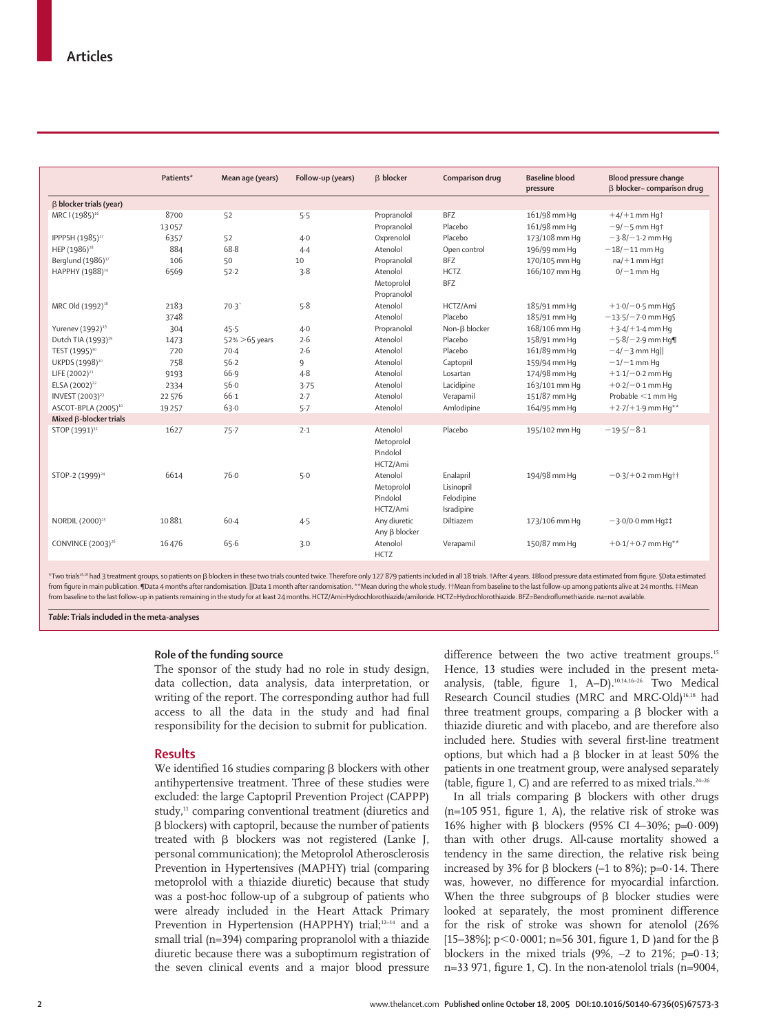| | Patients* | Mean age (years) | Follow-up (years) | β blocker | Comparison drug | Baseline blood pressure | Blood pressure change β blocker– comparison drug |
|---|---|---|---|---|---|---|---|
| **β blocker trials (year)** | | | | | | | |
| MRC I (1985)[16] | 8700 | 52 | 5·5 | Propranolol | BFZ | 161/98 mm Hg | +4/+1 mm Hg† |
| | 13 057 | | | Propranolol | Placebo | 161/98 mm Hg | −9/−5 mm Hg† |
| IPPPSH (1985)[27] | 6357 | 52 | 4·0 | Oxprenolol | Placebo | 173/108 mm Hg | −3·8/−1·2 mm Hg |
| HEP (1986)[28] | 884 | 68·8 | 4·4 | Atenolol | Open control | 196/99 mm Hg | −18/−11 mm Hg |
| Berglund (1986)[17] | 106 | 50 | 10 | Propranolol | BFZ | 170/105 mm Hg | na/+1 mm Hg‡ |
| HAPPHY (1988)[14] | 6569 | 52·2 | 3·8 | Atenolol Metoprolol Propranolol | HCTZ BFZ | 166/107 mm Hg | 0/−1 mm Hg |
| MRC Old (1992)[18] | 2183 | 70·3 | 5·8 | Atenolol | HCTZ/Ami | 185/91 mm Hg | +1·0/−0·5 mm Hg§ |
| | 3748 | | | Atenolol | Placebo | 185/91 mm Hg | −13·5/−7·0 mm Hg§ |
| Yurenev (1992)[19] | 304 | 45·5 | 4·0 | Propranolol | Non-β blocker | 168/106 mm Hg | +3·4/+1·4 mm Hg |
| Dutch TIA (1993)[29] | 1473 | 52% >65 years | 2·6 | Atenolol | Placebo | 158/91 mm Hg | −5·8/−2·9 mm Hg¶ |
| TEST (1995)[30] | 720 | 70·4 | 2·6 | Atenolol | Placebo | 161/89 mm Hg | −4/−3 mm Hg‖ |
| UKPDS (1998)[20] | 758 | 56·2 | 9 | Atenolol | Captopril | 159/94 mm Hg | −1/−1 mm Hg |
| LIFE (2002)[21] | 9193 | 66·9 | 4·8 | Atenolol | Losartan | 174/98 mm Hg | +1·1/−0·2 mm Hg |
| ELSA (2002)[22] | 2334 | 56·0 | 3·75 | Atenolol | Lacidipine | 163/101 mm Hg | +0·2/−0·1 mm Hg |
| INVEST (2003)[23] | 22 576 | 66·1 | 2·7 | Atenolol | Verapamil | 151/87 mm Hg | Probable <1 mm Hg |
| ASCOT-BPLA (2005)[10] | 19 257 | 63·0 | 5·7 | Atenolol | Amlodipine | 164/95 mm Hg | +2·7/+1·9 mm Hg** |
| **Mixed β-blocker trials** | | | | | | | |
| STOP (1991)[31] | 1627 | 75·7 | 2·1 | Atenolol Metoprolol Pindolol HCTZ/Ami | Placebo | 195/102 mm Hg | −19·5/−8·1 |
| STOP-2 (1999)[24] | 6614 | 76·0 | 5·0 | Atenolol Metoprolol Pindolol HCTZ/Ami | Enalapril Lisinopril Felodipine Isradipine | 194/98 mm Hg | −0·3/+0·2 mm Hg†† |
| NORDIL (2000)[25] | 10 881 | 60·4 | 4·5 | Any diuretic Any β blocker | Diltiazem | 173/106 mm Hg | −3·0/0·0 mm Hg‡‡ |
| CONVINCE (2003)[26] | 16 476 | 65·6 | 3·0 | Atenolol HCTZ | Verapamil | 150/87 mm Hg | +0·1/+0·7 mm Hg** |

*Two trials[16,18] had 3 treatment groups, so patients on β blockers in these two trials counted twice. Therefore only 127 879 patients included in all 18 trials. †After 4 years. ‡Blood pressure data estimated from figure. §Data estimated from figure in main publication. ¶Data 4 months after randomisation. ‖Data 1 month after randomisation. **Mean during the whole study. ††Mean from baseline to the last follow-up among patients alive at 24 months. ‡‡Mean from baseline to the last follow-up in patients remaining in the study for at least 24 months. HCTZ/Ami=Hydrochlorothiazide/amiloride. HCTZ=Hydrochlorothiazide. BFZ=Bendroflumethiazide. na=not available.

*Table*: **Trials included in the meta-analyses**

### Role of the funding source

The sponsor of the study had no role in study design, data collection, data analysis, data interpretation, or writing of the report. The corresponding author had full access to all the data in the study and had final responsibility for the decision to submit for publication.

## Results

We identified 16 studies comparing β blockers with other antihypertensive treatment. Three of these studies were excluded: the large Captopril Prevention Project (CAPPP) study,[11] comparing conventional treatment (diuretics and β blockers) with captopril, because the number of patients treated with β blockers was not registered (Lanke J, personal communication); the Metoprolol Atherosclerosis Prevention in Hypertensives (MAPHY) trial (comparing metoprolol with a thiazide diuretic) because that study was a post-hoc follow-up of a subgroup of patients who were already included in the Heart Attack Primary Prevention in Hypertension (HAPPHY) trial;[12–14] and a small trial (n=394) comparing propranolol with a thiazide diuretic because there was a suboptimum registration of the seven clinical events and a major blood pressure difference between the two active treatment groups.[15] Hence, 13 studies were included in the present meta-analysis, (table, figure 1, A–D).[10,14,16–26] Two Medical Research Council studies (MRC and MRC-Old)[16,18] had three treatment groups, comparing a β blocker with a thiazide diuretic and with placebo, and are therefore also included here. Studies with several first-line treatment options, but which had a β blocker in at least 50% the patients in one treatment group, were analysed separately (table, figure 1, C) and are referred to as mixed trials.[24–26]

In all trials comparing β blockers with other drugs (n=105 951, figure 1, A), the relative risk of stroke was 16% higher with β blockers (95% CI 4–30%; $p=0\cdot009$) than with other drugs. All-cause mortality showed a tendency in the same direction, the relative risk being increased by 3% for β blockers (–1 to 8%); $p=0\cdot14$. There was, however, no difference for myocardial infarction. When the three subgroups of β blocker studies were looked at separately, the most prominent difference for the risk of stroke was shown for atenolol (26% [15–38%]; $p<0\cdot0001$; n=56 301, figure 1, D )and for the β blockers in the mixed trials (9%, –2 to 21%; $p=0\cdot13$; n=33 971, figure 1, C). In the non-atenolol trials (n=9004,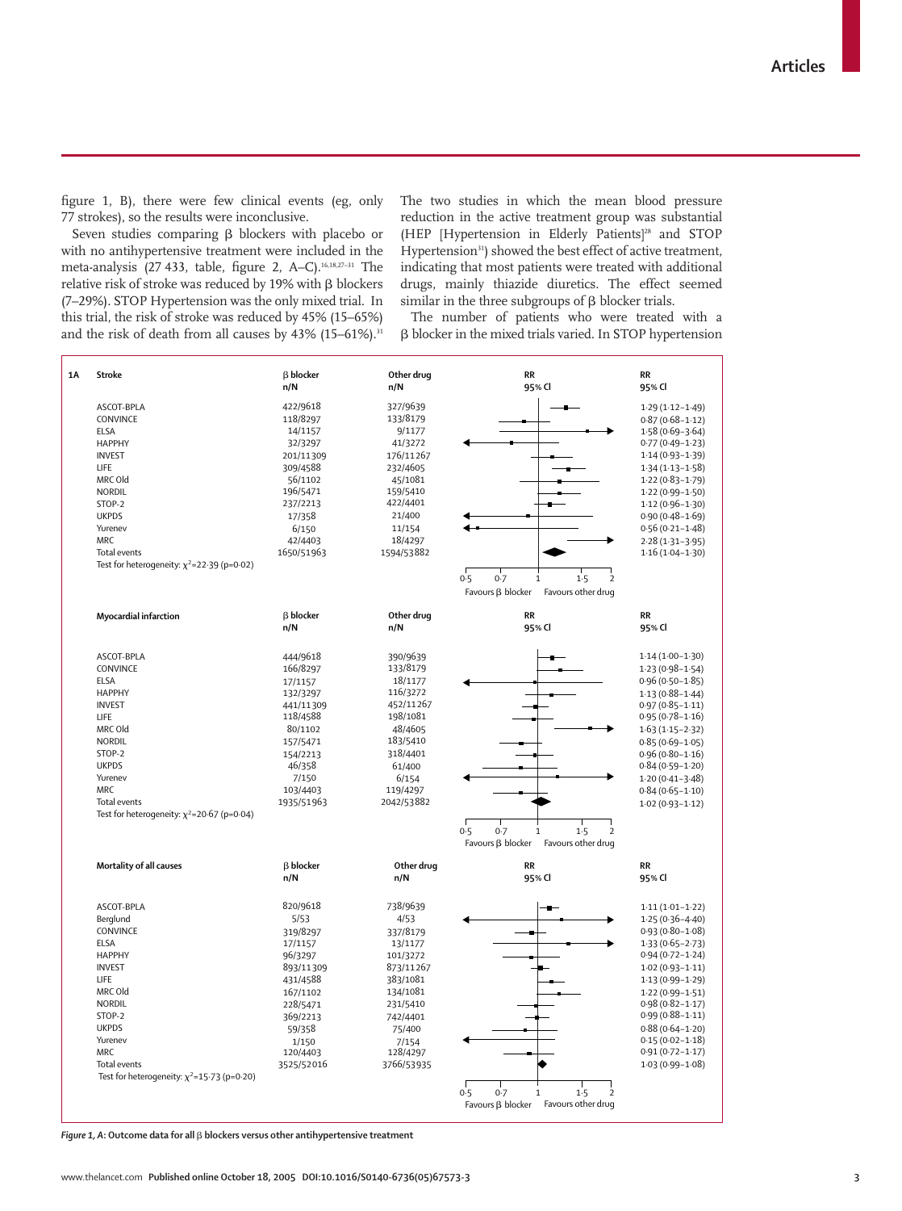figure 1, B), there were few clinical events (eg, only 77 strokes), so the results were inconclusive.

Seven studies comparing β blockers with placebo or with no antihypertensive treatment were included in the meta-analysis (27 433, table, figure 2, A–C).[16,18,27–31] The relative risk of stroke was reduced by 19% with β blockers (7–29%). STOP Hypertension was the only mixed trial. In this trial, the risk of stroke was reduced by 45% (15–65%) and the risk of death from all causes by 43% (15–61%).[31]

The two studies in which the mean blood pressure reduction in the active treatment group was substantial (HEP [Hypertension in Elderly Patients][28] and STOP Hypertension[31]) showed the best effect of active treatment, indicating that most patients were treated with additional drugs, mainly thiazide diuretics. The effect seemed similar in the three subgroups of β blocker trials.

The number of patients who were treated with a β blocker in the mixed trials varied. In STOP hypertension

**1A**

| Stroke | β blocker n/N | Other drug n/N | RR 95% CI |
|---|---|---|---|
| ASCOT-BPLA | 422/9618 | 327/9639 | 1·29 (1·12–1·49) |
| CONVINCE | 118/8297 | 133/8179 | 0·87 (0·68–1·12) |
| ELSA | 14/1157 | 9/1177 | 1·58 (0·69–3·64) |
| HAPPHY | 32/3297 | 41/3272 | 0·77 (0·49–1·23) |
| INVEST | 201/11309 | 176/11267 | 1·14 (0·93–1·39) |
| LIFE | 309/4588 | 232/4605 | 1·34 (1·13–1·58) |
| MRC Old | 56/1102 | 45/1081 | 1·22 (0·83–1·79) |
| NORDIL | 196/5471 | 159/5410 | 1·22 (0·99–1·50) |
| STOP-2 | 237/2213 | 422/4401 | 1·12 (0·96–1·30) |
| UKPDS | 17/358 | 21/400 | 0·90 (0·48–1·69) |
| Yurenev | 6/150 | 11/154 | 0·56 (0·21–1·48) |
| MRC | 42/4403 | 18/4297 | 2·28 (1·31–3·95) |
| Total events | 1650/51963 | 1594/53882 | 1·16 (1·04–1·30) |

Test for heterogeneity: $\chi^2$=22·39 (p=0·02)

Favours β blocker / Favours other drug

| Myocardial infarction | β blocker n/N | Other drug n/N | RR 95% CI |
|---|---|---|---|
| ASCOT-BPLA | 444/9618 | 390/9639 | 1·14 (1·00–1·30) |
| CONVINCE | 166/8297 | 133/8179 | 1·23 (0·98–1·54) |
| ELSA | 17/1157 | 18/1177 | 0·96 (0·50–1·85) |
| HAPPHY | 132/3297 | 116/3272 | 1·13 (0·88–1·44) |
| INVEST | 441/11309 | 452/11267 | 0·97 (0·85–1·11) |
| LIFE | 118/4588 | 198/1081 | 0·95 (0·78–1·16) |
| MRC Old | 80/1102 | 48/4605 | 1·63 (1·15–2·32) |
| NORDIL | 157/5471 | 183/5410 | 0·85 (0·69–1·05) |
| STOP-2 | 154/2213 | 318/4401 | 0·96 (0·80–1·16) |
| UKPDS | 46/358 | 61/400 | 0·84 (0·59–1·20) |
| Yurenev | 7/150 | 6/154 | 1·20 (0·41–3·48) |
| MRC | 103/4403 | 119/4297 | 0·84 (0·65–1·10) |
| Total events | 1935/51963 | 2042/53882 | 1·02 (0·93–1·12) |

Test for heterogeneity: $\chi^2$=20·67 (p=0·04)

Favours β blocker / Favours other drug

| Mortality of all causes | β blocker n/N | Other drug n/N | RR 95% CI |
|---|---|---|---|
| ASCOT-BPLA | 820/9618 | 738/9639 | 1·11 (1·01–1·22) |
| Berglund | 5/53 | 4/53 | 1·25 (0·36–4·40) |
| CONVINCE | 319/8297 | 337/8179 | 0·93 (0·80–1·08) |
| ELSA | 17/1157 | 13/1177 | 1·33 (0·65–2·73) |
| HAPPHY | 96/3297 | 101/3272 | 0·94 (0·72–1·24) |
| INVEST | 893/11309 | 873/11267 | 1·02 (0·93–1·11) |
| LIFE | 431/4588 | 383/1081 | 1·13 (0·99–1·29) |
| MRC Old | 167/1102 | 134/1081 | 1·22 (0·99–1·51) |
| NORDIL | 228/5471 | 231/5410 | 0·98 (0·82–1·17) |
| STOP-2 | 369/2213 | 742/4401 | 0·99 (0·88–1·11) |
| UKPDS | 59/358 | 75/400 | 0·88 (0·64–1·20) |
| Yurenev | 1/150 | 7/154 | 0·15 (0·02–1·18) |
| MRC | 120/4403 | 128/4297 | 0·91 (0·72–1·17) |
| Total events | 3525/52016 | 3766/53935 | 1·03 (0·99–1·08) |

Test for heterogeneity: $\chi^2$=15·73 (p=0·20)

Favours β blocker / Favours other drug

***Figure 1, A*: Outcome data for all β blockers versus other antihypertensive treatment**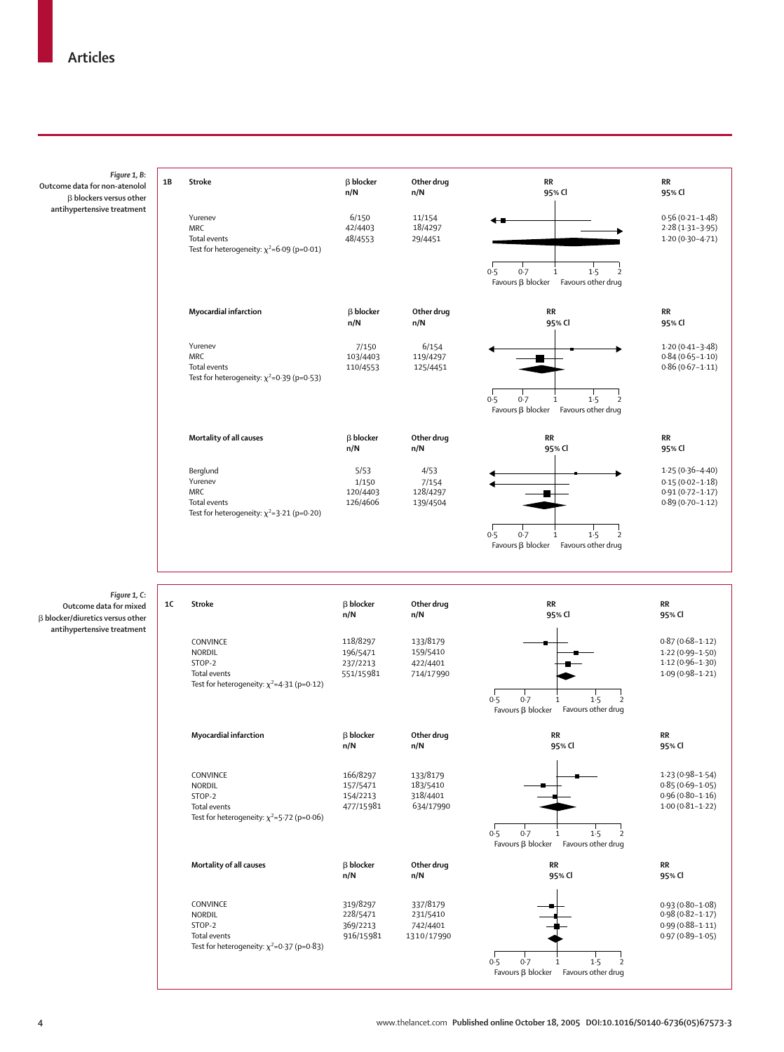*Figure 1, B:* Outcome data for non-atenolol β blockers versus other antihypertensive treatment

**1B**

| Stroke | β blocker n/N | Other drug n/N | RR 95% CI |
|---|---|---|---|
| Yurenev | 6/150 | 11/154 | 0·56 (0·21–1·48) |
| MRC | 42/4403 | 18/4297 | 2·28 (1·31–3·95) |
| Total events | 48/4553 | 29/4451 | 1·20 (0·30–4·71) |
| Test for heterogeneity: $\chi^2$=6·09 (p=0·01) | | | |

| Myocardial infarction | β blocker n/N | Other drug n/N | RR 95% CI |
|---|---|---|---|
| Yurenev | 7/150 | 6/154 | 1·20 (0·41–3·48) |
| MRC | 103/4403 | 119/4297 | 0·84 (0·65–1·10) |
| Total events | 110/4553 | 125/4451 | 0·86 (0·67–1·11) |
| Test for heterogeneity: $\chi^2$=0·39 (p=0·53) | | | |

| Mortality of all causes | β blocker n/N | Other drug n/N | RR 95% CI |
|---|---|---|---|
| Berglund | 5/53 | 4/53 | 1·25 (0·36–4·40) |
| Yurenev | 1/150 | 7/154 | 0·15 (0·02–1·18) |
| MRC | 120/4403 | 128/4297 | 0·91 (0·72–1·17) |
| Total events | 126/4606 | 139/4504 | 0·89 (0·70–1·12) |
| Test for heterogeneity: $\chi^2$=3·21 (p=0·20) | | | |

Favours β blocker — Favours other drug (axis 0·5, 0·7, 1, 1·5, 2)

*Figure 1, C:* Outcome data for mixed β blocker/diuretics versus other antihypertensive treatment

**1C**

| Stroke | β blocker n/N | Other drug n/N | RR 95% CI |
|---|---|---|---|
| CONVINCE | 118/8297 | 133/8179 | 0·87 (0·68–1·12) |
| NORDIL | 196/5471 | 159/5410 | 1·22 (0·99–1·50) |
| STOP-2 | 237/2213 | 422/4401 | 1·12 (0·96–1·30) |
| Total events | 551/15981 | 714/17990 | 1·09 (0·98–1·21) |
| Test for heterogeneity: $\chi^2$=4·31 (p=0·12) | | | |

| Myocardial infarction | β blocker n/N | Other drug n/N | RR 95% CI |
|---|---|---|---|
| CONVINCE | 166/8297 | 133/8179 | 1·23 (0·98–1·54) |
| NORDIL | 157/5471 | 183/5410 | 0·85 (0·69–1·05) |
| STOP-2 | 154/2213 | 318/4401 | 0·96 (0·80–1·16) |
| Total events | 477/15981 | 634/17990 | 1·00 (0·81–1·22) |
| Test for heterogeneity: $\chi^2$=5·72 (p=0·06) | | | |

| Mortality of all causes | β blocker n/N | Other drug n/N | RR 95% CI |
|---|---|---|---|
| CONVINCE | 319/8297 | 337/8179 | 0·93 (0·80–1·08) |
| NORDIL | 228/5471 | 231/5410 | 0·98 (0·82–1·17) |
| STOP-2 | 369/2213 | 742/4401 | 0·99 (0·88–1·11) |
| Total events | 916/15981 | 1310/17990 | 0·97 (0·89–1·05) |
| Test for heterogeneity: $\chi^2$=0·37 (p=0·83) | | | |

Favours β blocker — Favours other drug (axis 0·5, 0·7, 1, 1·5, 2)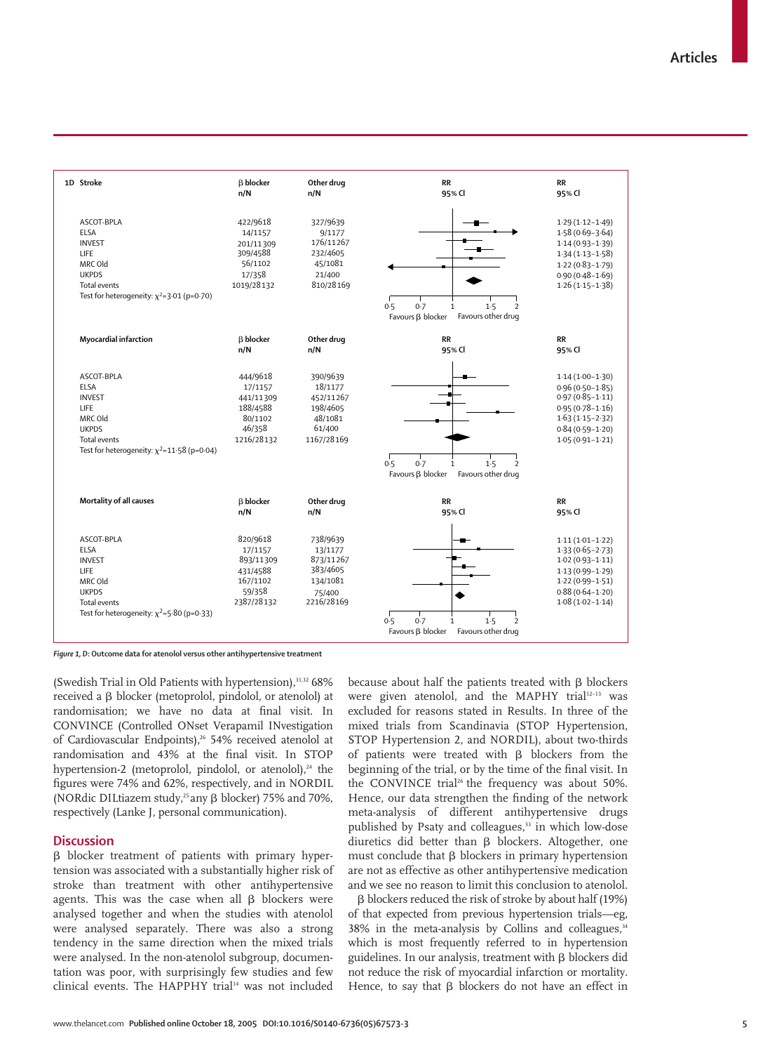**1D Stroke**

| | β blocker n/N | Other drug n/N | RR 95% CI |
|---|---|---|---|
| ASCOT-BPLA | 422/9618 | 327/9639 | 1·29 (1·12–1·49) |
| ELSA | 14/1157 | 9/1177 | 1·58 (0·69–3·64) |
| INVEST | 201/11309 | 176/11267 | 1·14 (0·93–1·39) |
| LIFE | 309/4588 | 232/4605 | 1·34 (1·13–1·58) |
| MRC Old | 56/1102 | 45/1081 | 1·22 (0·83–1·79) |
| UKPDS | 17/358 | 21/400 | 0·90 (0·48–1·69) |
| Total events | 1019/28132 | 810/28169 | 1·26 (1·15–1·38) |

Test for heterogeneity: $\chi^2=3·01$ (p=0·70)

**Myocardial infarction**

| | β blocker n/N | Other drug n/N | RR 95% CI |
|---|---|---|---|
| ASCOT-BPLA | 444/9618 | 390/9639 | 1·14 (1·00–1·30) |
| ELSA | 17/1157 | 18/1177 | 0·96 (0·50–1·85) |
| INVEST | 441/11309 | 452/11267 | 0·97 (0·85–1·11) |
| LIFE | 188/4588 | 198/4605 | 0·95 (0·78–1·16) |
| MRC Old | 80/1102 | 48/1081 | 1·63 (1·15–2·32) |
| UKPDS | 46/358 | 61/400 | 0·84 (0·59–1·20) |
| Total events | 1216/28132 | 1167/28169 | 1·05 (0·91–1·21) |

Test for heterogeneity: $\chi^2=11·58$ (p=0·04)

**Mortality of all causes**

| | β blocker n/N | Other drug n/N | RR 95% CI |
|---|---|---|---|
| ASCOT-BPLA | 820/9618 | 738/9639 | 1·11 (1·01–1·22) |
| ELSA | 17/1157 | 13/1177 | 1·33 (0·65–2·73) |
| INVEST | 893/11309 | 873/11267 | 1·02 (0·93–1·11) |
| LIFE | 431/4588 | 383/4605 | 1·13 (0·99–1·29) |
| MRC Old | 167/1102 | 134/1081 | 1·22 (0·99–1·51) |
| UKPDS | 59/358 | 75/400 | 0·88 (0·64–1·20) |
| Total events | 2387/28132 | 2216/28169 | 1·08 (1·02–1·14) |

Test for heterogeneity: $\chi^2=5·80$ (p=0·33)

(Forest plot axis: 0·5, 0·7, 1, 1·5, 2; Favours β blocker / Favours other drug)

*Figure 1, D:* Outcome data for atenolol versus other antihypertensive treatment

(Swedish Trial in Old Patients with hypertension),[31,32] 68% received a β blocker (metoprolol, pindolol, or atenolol) at randomisation; we have no data at final visit. In CONVINCE (Controlled ONset Verapamil INvestigation of Cardiovascular Endpoints),[26] 54% received atenolol at randomisation and 43% at the final visit. In STOP hypertension-2 (metoprolol, pindolol, or atenolol),[24] the figures were 74% and 62%, respectively, and in NORDIL (NORdic DILtiazem study,[25] any β blocker) 75% and 70%, respectively (Lanke J, personal communication).

## Discussion

β blocker treatment of patients with primary hypertension was associated with a substantially higher risk of stroke than treatment with other antihypertensive agents. This was the case when all β blockers were analysed together and when the studies with atenolol were analysed separately. There was also a strong tendency in the same direction when the mixed trials were analysed. In the non-atenolol subgroup, documentation was poor, with surprisingly few studies and few clinical events. The HAPPHY trial[14] was not included because about half the patients treated with β blockers were given atenolol, and the MAPHY trial[12–13] was excluded for reasons stated in Results. In three of the mixed trials from Scandinavia (STOP Hypertension, STOP Hypertension 2, and NORDIL), about two-thirds of patients were treated with β blockers from the beginning of the trial, or by the time of the final visit. In the CONVINCE trial[26] the frequency was about 50%. Hence, our data strengthen the finding of the network meta-analysis of different antihypertensive drugs published by Psaty and colleagues,[33] in which low-dose diuretics did better than β blockers. Altogether, one must conclude that β blockers in primary hypertension are not as effective as other antihypertensive medication and we see no reason to limit this conclusion to atenolol.

β blockers reduced the risk of stroke by about half (19%) of that expected from previous hypertension trials—eg, 38% in the meta-analysis by Collins and colleagues,[34] which is most frequently referred to in hypertension guidelines. In our analysis, treatment with β blockers did not reduce the risk of myocardial infarction or mortality. Hence, to say that β blockers do not have an effect in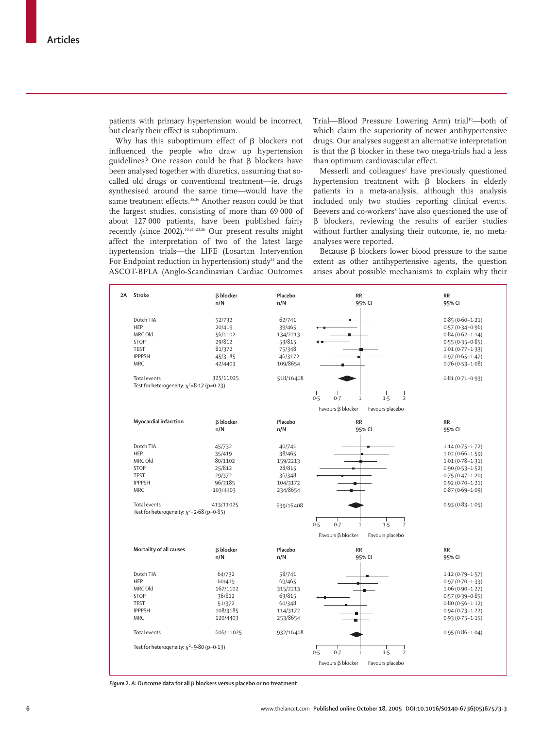patients with primary hypertension would be incorrect, but clearly their effect is suboptimum.

Why has this suboptimum effect of β blockers not influenced the people who draw up hypertension guidelines? One reason could be that β blockers have been analysed together with diuretics, assuming that so-called old drugs or conventional treatment—ie, drugs synthesised around the same time—would have the same treatment effects.[35,36] Another reason could be that the largest studies, consisting of more than 69 000 of about 127 000 patients, have been published fairly recently (since 2002).[10,21–23,26] Our present results might affect the interpretation of two of the latest large hypertension trials—the LIFE (Losartan Intervention For Endpoint reduction in hypertension) study[21] and the ASCOT-BPLA (Anglo-Scandinavian Cardiac Outcomes Trial—Blood Pressure Lowering Arm) trial[10]—both of which claim the superiority of newer antihypertensive drugs. Our analyses suggest an alternative interpretation is that the β blocker in these two mega-trials had a less than optimum cardiovascular effect.

Messerli and colleagues[7] have previously questioned hypertension treatment with β blockers in elderly patients in a meta-analysis, although this analysis included only two studies reporting clinical events. Beevers and co-workers[8] have also questioned the use of β blockers, reviewing the results of earlier studies without further analysing their outcome, ie, no meta-analyses were reported.

Because β blockers lower blood pressure to the same extent as other antihypertensive agents, the question arises about possible mechanisms to explain why their

**2A**

| Stroke | β blocker n/N | Placebo n/N | RR 95% CI |
|---|---|---|---|
| Dutch TIA | 52/732 | 62/741 | 0·85 (0·60–1·21) |
| HEP | 20/419 | 39/465 | 0·57 (0·34–0·96) |
| MRC Old | 56/1102 | 134/2213 | 0·84 (0·62–1·14) |
| STOP | 29/812 | 53/815 | 0·55 (0·35–0·85) |
| TEST | 81/372 | 75/348 | 1·01 (0·77–1·33) |
| IPPPSH | 45/3185 | 46/3172 | 0·97 (0·65–1·47) |
| MRC | 42/4403 | 109/8654 | 0·76 (0·53–1·08) |
| Total events | 325/11025 | 518/16408 | 0·81 (0·71–0·93) |

Test for heterogeneity: $\chi^2$=8·17 (p=0·23)

| Myocardial infarction | β blocker n/N | Placebo n/N | RR 95% CI |
|---|---|---|---|
| Dutch TIA | 45/732 | 40/741 | 1·14 (0·75–1·72) |
| HEP | 35/419 | 38/465 | 1·02 (0·66–1·59) |
| MRC Old | 80/1102 | 159/2213 | 1·01 (0·78–1·31) |
| STOP | 25/812 | 28/815 | 0·90 (0·53–1·52) |
| TEST | 29/372 | 36/348 | 0·75 (0·47–1·20) |
| IPPPSH | 96/3185 | 104/3172 | 0·92 (0·70–1·21) |
| MRC | 103/4403 | 234/8654 | 0·87 (0·69–1·09) |
| Total events | 413/11025 | 639/16408 | 0·93 (0·83–1·05) |

Test for heterogeneity: $\chi^2$=2·68 (p=0·85)

| Mortality of all causes | β blocker n/N | Placebo n/N | RR 95% CI |
|---|---|---|---|
| Dutch TIA | 64/732 | 58/741 | 1·12 (0·79–1·57) |
| HEP | 60/419 | 69/465 | 0·97 (0·70–1·33) |
| MRC Old | 167/1102 | 315/2213 | 1·06 (0·90–1·27) |
| STOP | 36/812 | 63/815 | 0·57 (0·39–0·85) |
| TEST | 51/372 | 60/348 | 0·80 (0·56–1·12) |
| IPPPSH | 108/3185 | 114/3172 | 0·94 (0·73–1·22) |
| MRC | 120/4403 | 253/8654 | 0·93 (0·75–1·15) |
| Total events | 606/11025 | 932/16408 | 0·95 (0·86–1·04) |

Test for heterogeneity: $\chi^2$=9·80 (p=0·13)

Favours β blocker / Favours placebo

*Figure 2, A*: **Outcome data for all β blockers versus placebo or no treatment**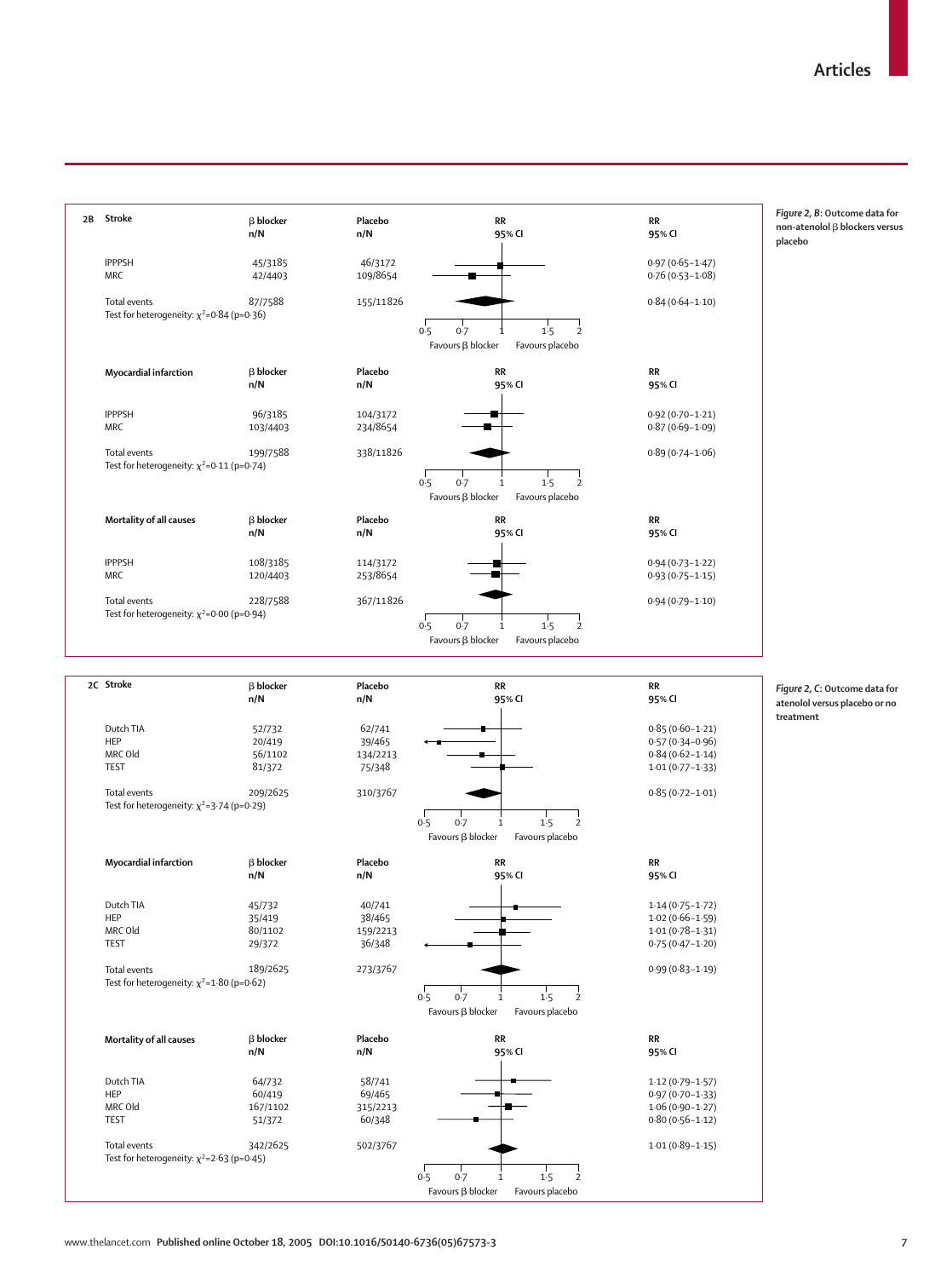## 2B

### Stroke

| | β blocker n/N | Placebo n/N | RR 95% CI |
|---|---|---|---|
| IPPPSH | 45/3185 | 46/3172 | 0·97 (0·65–1·47) |
| MRC | 42/4403 | 109/8654 | 0·76 (0·53–1·08) |
| Total events | 87/7588 | 155/11826 | 0·84 (0·64–1·10) |

Test for heterogeneity: $\chi^2$=0·84 (p=0·36)

Favours β blocker | Favours placebo

### Myocardial infarction

| | β blocker n/N | Placebo n/N | RR 95% CI |
|---|---|---|---|
| IPPPSH | 96/3185 | 104/3172 | 0·92 (0·70–1·21) |
| MRC | 103/4403 | 234/8654 | 0·87 (0·69–1·09) |
| Total events | 199/7588 | 338/11826 | 0·89 (0·74–1·06) |

Test for heterogeneity: $\chi^2$=0·11 (p=0·74)

Favours β blocker | Favours placebo

### Mortality of all causes

| | β blocker n/N | Placebo n/N | RR 95% CI |
|---|---|---|---|
| IPPPSH | 108/3185 | 114/3172 | 0·94 (0·73–1·22) |
| MRC | 120/4403 | 253/8654 | 0·93 (0·75–1·15) |
| Total events | 228/7588 | 367/11826 | 0·94 (0·79–1·10) |

Test for heterogeneity: $\chi^2$=0·00 (p=0·94)

Favours β blocker | Favours placebo

*Figure 2, B:* Outcome data for non-atenolol β blockers versus placebo

## 2C

### Stroke

| | β blocker n/N | Placebo n/N | RR 95% CI |
|---|---|---|---|
| Dutch TIA | 52/732 | 62/741 | 0·85 (0·60–1·21) |
| HEP | 20/419 | 39/465 | 0·57 (0·34–0·96) |
| MRC Old | 56/1102 | 134/2213 | 0·84 (0·62–1·14) |
| TEST | 81/372 | 75/348 | 1·01 (0·77–1·33) |
| Total events | 209/2625 | 310/3767 | 0·85 (0·72–1·01) |

Test for heterogeneity: $\chi^2$=3·74 (p=0·29)

Favours β blocker | Favours placebo

### Myocardial infarction

| | β blocker n/N | Placebo n/N | RR 95% CI |
|---|---|---|---|
| Dutch TIA | 45/732 | 40/741 | 1·14 (0·75–1·72) |
| HEP | 35/419 | 38/465 | 1·02 (0·66–1·59) |
| MRC Old | 80/1102 | 159/2213 | 1·01 (0·78–1·31) |
| TEST | 29/372 | 36/348 | 0·75 (0·47–1·20) |
| Total events | 189/2625 | 273/3767 | 0·99 (0·83–1·19) |

Test for heterogeneity: $\chi^2$=1·80 (p=0·62)

Favours β blocker | Favours placebo

### Mortality of all causes

| | β blocker n/N | Placebo n/N | RR 95% CI |
|---|---|---|---|
| Dutch TIA | 64/732 | 58/741 | 1·12 (0·79–1·57) |
| HEP | 60/419 | 69/465 | 0·97 (0·70–1·33) |
| MRC Old | 167/1102 | 315/2213 | 1·06 (0·90–1·27) |
| TEST | 51/372 | 60/348 | 0·80 (0·56–1·12) |
| Total events | 342/2625 | 502/3767 | 1·01 (0·89–1·15) |

Test for heterogeneity: $\chi^2$=2·63 (p=0·45)

Favours β blocker | Favours placebo

*Figure 2, C:* Outcome data for atenolol versus placebo or no treatment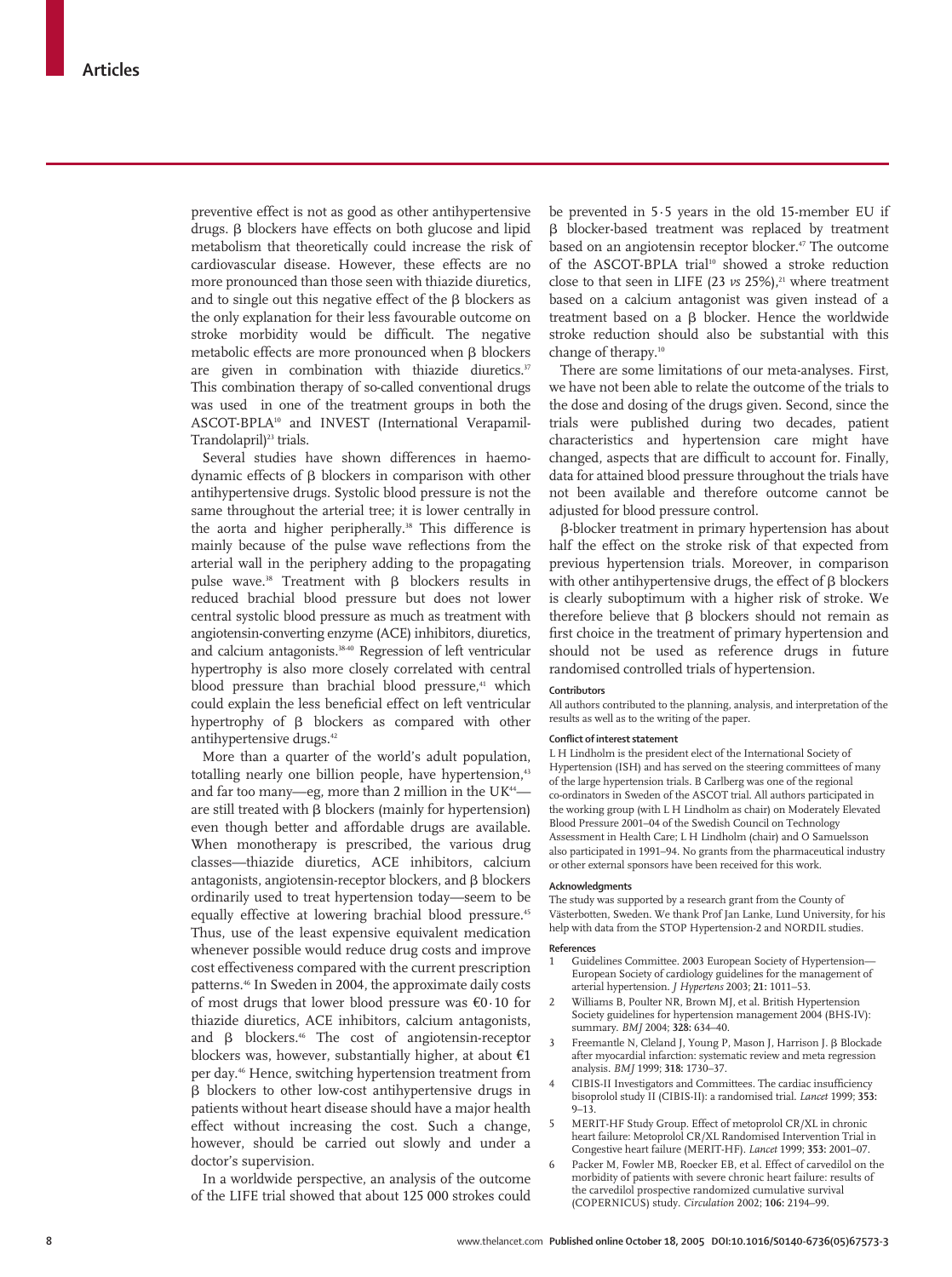preventive effect is not as good as other antihypertensive drugs. β blockers have effects on both glucose and lipid metabolism that theoretically could increase the risk of cardiovascular disease. However, these effects are no more pronounced than those seen with thiazide diuretics, and to single out this negative effect of the β blockers as the only explanation for their less favourable outcome on stroke morbidity would be difficult. The negative metabolic effects are more pronounced when β blockers are given in combination with thiazide diuretics.[37] This combination therapy of so-called conventional drugs was used in one of the treatment groups in both the ASCOT-BPLA[10] and INVEST (International Verapamil-Trandolapril)[23] trials.

Several studies have shown differences in haemodynamic effects of β blockers in comparison with other antihypertensive drugs. Systolic blood pressure is not the same throughout the arterial tree; it is lower centrally in the aorta and higher peripherally.[38] This difference is mainly because of the pulse wave reflections from the arterial wall in the periphery adding to the propagating pulse wave.[38] Treatment with β blockers results in reduced brachial blood pressure but does not lower central systolic blood pressure as much as treatment with angiotensin-converting enzyme (ACE) inhibitors, diuretics, and calcium antagonists.[38-40] Regression of left ventricular hypertrophy is also more closely correlated with central blood pressure than brachial blood pressure,[41] which could explain the less beneficial effect on left ventricular hypertrophy of β blockers as compared with other antihypertensive drugs.[42]

More than a quarter of the world's adult population, totalling nearly one billion people, have hypertension,[43] and far too many—eg, more than 2 million in the UK[44]—are still treated with β blockers (mainly for hypertension) even though better and affordable drugs are available. When monotherapy is prescribed, the various drug classes—thiazide diuretics, ACE inhibitors, calcium antagonists, angiotensin-receptor blockers, and β blockers ordinarily used to treat hypertension today—seem to be equally effective at lowering brachial blood pressure.[45] Thus, use of the least expensive equivalent medication whenever possible would reduce drug costs and improve cost effectiveness compared with the current prescription patterns.[46] In Sweden in 2004, the approximate daily costs of most drugs that lower blood pressure was €0·10 for thiazide diuretics, ACE inhibitors, calcium antagonists, and β blockers.[46] The cost of angiotensin-receptor blockers was, however, substantially higher, at about €1 per day.[46] Hence, switching hypertension treatment from β blockers to other low-cost antihypertensive drugs in patients without heart disease should have a major health effect without increasing the cost. Such a change, however, should be carried out slowly and under a doctor's supervision.

In a worldwide perspective, an analysis of the outcome of the LIFE trial showed that about 125 000 strokes could be prevented in 5·5 years in the old 15-member EU if β blocker-based treatment was replaced by treatment based on an angiotensin receptor blocker.[47] The outcome of the ASCOT-BPLA trial[10] showed a stroke reduction close to that seen in LIFE (23 *vs* 25%),[21] where treatment based on a calcium antagonist was given instead of a treatment based on a β blocker. Hence the worldwide stroke reduction should also be substantial with this change of therapy.[10]

There are some limitations of our meta-analyses. First, we have not been able to relate the outcome of the trials to the dose and dosing of the drugs given. Second, since the trials were published during two decades, patient characteristics and hypertension care might have changed, aspects that are difficult to account for. Finally, data for attained blood pressure throughout the trials have not been available and therefore outcome cannot be adjusted for blood pressure control.

β-blocker treatment in primary hypertension has about half the effect on the stroke risk of that expected from previous hypertension trials. Moreover, in comparison with other antihypertensive drugs, the effect of β blockers is clearly suboptimum with a higher risk of stroke. We therefore believe that β blockers should not remain as first choice in the treatment of primary hypertension and should not be used as reference drugs in future randomised controlled trials of hypertension.

#### Contributors

All authors contributed to the planning, analysis, and interpretation of the results as well as to the writing of the paper.

#### Conflict of interest statement

L H Lindholm is the president elect of the International Society of Hypertension (ISH) and has served on the steering committees of many of the large hypertension trials. B Carlberg was one of the regional co-ordinators in Sweden of the ASCOT trial. All authors participated in the working group (with L H Lindholm as chair) on Moderately Elevated Blood Pressure 2001–04 of the Swedish Council on Technology Assessment in Health Care; L H Lindholm (chair) and O Samuelsson also participated in 1991–94. No grants from the pharmaceutical industry or other external sponsors have been received for this work.

#### Acknowledgments

The study was supported by a research grant from the County of Västerbotten, Sweden. We thank Prof Jan Lanke, Lund University, for his help with data from the STOP Hypertension-2 and NORDIL studies.

#### References

1. Guidelines Committee. 2003 European Society of Hypertension—European Society of cardiology guidelines for the management of arterial hypertension. *J Hypertens* 2003; **21:** 1011–53.
2. Williams B, Poulter NR, Brown MJ, et al. British Hypertension Society guidelines for hypertension management 2004 (BHS-IV): summary. *BMJ* 2004; **328:** 634–40.
3. Freemantle N, Cleland J, Young P, Mason J, Harrison J. β Blockade after myocardial infarction: systematic review and meta regression analysis. *BMJ* 1999; **318:** 1730–37.
4. CIBIS-II Investigators and Committees. The cardiac insufficiency bisoprolol study II (CIBIS-II): a randomised trial. *Lancet* 1999; **353:** 9–13.
5. MERIT-HF Study Group. Effect of metoprolol CR/XL in chronic heart failure: Metoprolol CR/XL Randomised Intervention Trial in Congestive heart failure (MERIT-HF). *Lancet* 1999; **353:** 2001–07.
6. Packer M, Fowler MB, Roecker EB, et al. Effect of carvedilol on the morbidity of patients with severe chronic heart failure: results of the carvedilol prospective randomized cumulative survival (COPERNICUS) study. *Circulation* 2002; **106:** 2194–99.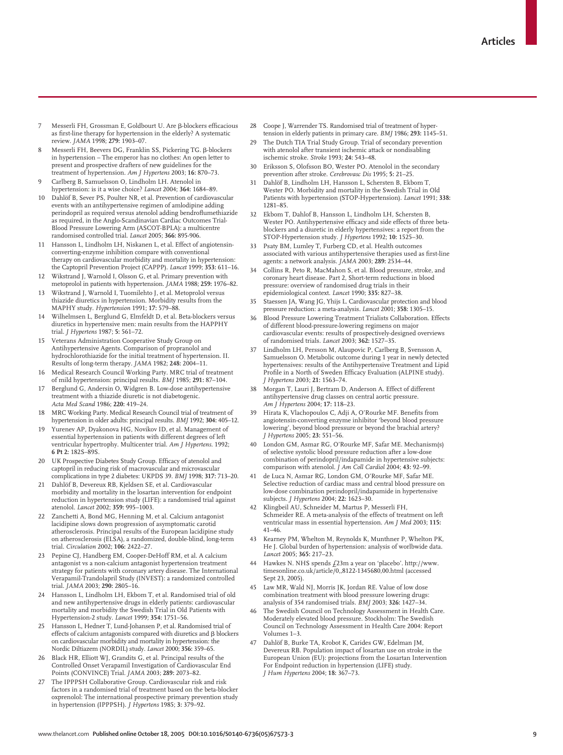7. Messerli FH, Grossman E, Goldbourt U. Are β-blockers efficacious as first-line therapy for hypertension in the elderly? A systematic review. *JAMA* 1998; **279:** 1903–07.
8. Messerli FH, Beevers DG, Franklin SS, Pickering TG. β-blockers in hypertension – The emperor has no clothes: An open letter to present and prospective drafters of new guidelines for the treatment of hypertension. *Am J Hypertens* 2003; **16:** 870–73.
9. Carlberg B, Samuelsson O, Lindholm LH. Atenolol in hypertension: is it a wise choice? *Lancet* 2004; **364:** 1684–89.
10. Dahlöf B, Sever PS, Poulter NR, et al. Prevention of cardiovascular events with an antihypertensive regimen of amlodipine adding perindopril as required versus atenolol adding bendroflumethiazide as required, in the Anglo-Scandinavian Cardiac Outcomes Trial-Blood Pressure Lowering Arm (ASCOT-BPLA): a multicentre randomised controlled trial. *Lancet* 2005; **366:** 895-906.
11. Hansson L, Lindholm LH, Niskanen L, et al. Effect of angiotensin-converting-enzyme inhibition compare with conventional therapy on cardiovascular morbidity and mortality in hypertension: the Captopril Prevention Project (CAPPP). *Lancet* 1999; **353:** 611–16.
12. Wikstrand J, Warnold I, Olsson G, et al. Primary prevention with metoprolol in patients with hypertension. *JAMA* 1988; **259:** 1976–82.
13. Wikstrand J, Warnold I, Tuomilehto J, et al. Metoprolol versus thiazide diuretics in hypertension. Morbidity results from the MAPHY study. *Hypertension* 1991; **17:** 579–88.
14. Wilhelmsen L, Berglund G, Elmfeldt D, et al. Beta-blockers versus diuretics in hypertensive men: main results from the HAPPHY trial. *J Hypertens* 1987; **5:** 561–72.
15. Veterans Administration Cooperative Study Group on Antihypertensive Agents. Comparison of propranolol and hydrochlorothiazide for the initial treatment of hypertension. II. Results of long-term therapy. *JAMA* 1982; **248:** 2004–11.
16. Medical Research Council Working Party. MRC trial of treatment of mild hypertension: principal results. *BMJ* 1985; **291:** 87–104.
17. Berglund G, Andersin O, Widgren B. Low-dose antihypertensive treatment with a thiazide diuretic is not diabetogenic. *Acta Med Scand* 1986; **220:** 419–24.
18. MRC Working Party. Medical Research Council trial of treatment of hypertension in older adults: principal results. *BMJ* 1992; **304:** 405–12.
19. Yurenev AP, Dyakonova HG, Novikov ID, et al. Management of essential hypertension in patients with different degrees of left ventricular hypertrophy. Multicenter trial. *Am J Hypertens.* 1992; **6 Pt 2:** 182S–89S.
20. UK Prospective Diabetes Study Group. Efficacy of atenolol and captopril in reducing risk of macrovascular and microvascular complications in type 2 diabetes: UKPDS 39. *BMJ* 1998; **317:** 713–20.
21. Dahlöf B, Devereux RB, Kjeldsen SE, et al. Cardiovascular morbidity and mortality in the losartan intervention for endpoint reduction in hypertension study (LIFE): a randomised trial against atenolol. *Lancet* 2002; **359:** 995–1003.
22. Zanchetti A, Bond MG, Henning M, et al. Calcium antagonist lacidipine slows down progression of asymptomatic carotid atherosclerosis. Principal results of the European lacidipine study on atherosclerosis (ELSA), a randomized, double-blind, long-term trial. *Circulation* 2002; **106:** 2422–27.
23. Pepine CJ, Handberg EM, Cooper-DeHoff RM, et al. A calcium antagonist vs a non-calcium antagonist hypertension treatment strategy for patients with coronary artery disease. The International Verapamil-Trandolapril Study (INVEST): a randomized controlled trial. *JAMA* 2003; **290:** 2805–16.
24. Hansson L, Lindholm LH, Ekbom T, et al. Randomised trial of old and new antihypertensive drugs in elderly patients: cardiovascular mortality and morbidity the Swedish Trial in Old Patients with Hypertension-2 study. *Lancet* 1999; **354:** 1751–56.
25. Hansson L, Hedner T, Lund-Johansen P, et al. Randomised trial of effects of calcium antagonists compared with diuretics and β blockers on cardiovascular morbidity and mortality in hypertension: the Nordic Diltiazem (NORDIL) study. *Lancet* 2000; **356:** 359–65.
26. Black HR, Elliott WJ, Grandits G, et al. Principal results of the Controlled Onset Verapamil Investigation of Cardiovascular End Points (CONVINCE) Trial. *JAMA* 2003; **289:** 2073–82.
27. The IPPPSH Collaborative Group. Cardiovascular risk and risk factors in a randomised trial of treatment based on the beta-blocker oxprenolol: The international prospective primary prevention study in hypertension (IPPPSH). *J Hypertens* 1985; **3:** 379–92.
28. Coope J, Warrender TS. Randomised trial of treatment of hypertension in elderly patients in primary care. *BMJ* 1986; **293:** 1145–51.
29. The Dutch TIA Trial Study Group. Trial of secondary prevention with atenolol after transient ischemic attack or nondisabling ischemic stroke. *Stroke* 1993; **24:** 543–48.
30. Eriksson S, Olofsson BO, Wester PO. Atenolol in the secondary prevention after stroke. *Cerebrovasc Dis* 1995; **5:** 21–25.
31. Dahlöf B, Lindholm LH, Hansson L, Schersten B, Ekbom T, Wester PO. Morbidity and mortality in the Swedish Trial in Old Patients with hypertension (STOP-Hypertension). *Lancet* 1991; **338:** 1281–85.
32. Ekbom T, Dahlof B, Hansson L, Lindholm LH, Schersten B, Wester PO. Antihypertensive efficacy and side effects of three beta-blockers and a diuretic in elderly hypertensives: a report from the STOP-Hypertension study. *J Hypertens* 1992; **10:** 1525–30.
33. Psaty BM, Lumley T, Furberg CD, et al. Health outcomes associated with various antihypertensive therapies used as first-line agents: a network analysis. *JAMA* 2003; **289:** 2534–44.
34. Collins R, Peto R, MacMahon S, et al. Blood pressure, stroke, and coronary heart disease. Part 2, Short-term reductions in blood pressure: overview of randomised drug trials in their epidemiological context. *Lancet* 1990; **335:** 827–38.
35. Staessen JA, Wang JG, Thijs L. Cardiovascular protection and blood pressure reduction: a meta-analysis. *Lancet* 2001; **358:** 1305–15.
36. Blood Pressure Lowering Treatment Trialists Collaboration. Effects of different blood-pressure-lowering regimens on major cardiovascular events: results of prospectively-designed overviews of randomised trials. *Lancet* 2003; **362:** 1527–35.
37. Lindholm LH, Persson M, Alaupovic P, Carlberg B, Svensson A, Samuelsson O. Metabolic outcome during 1 year in newly detected hypertensives: results of the Antihypertensive Treatment and Lipid Profile in a North of Sweden Efficacy Evaluation (ALPINE study). *J Hypertens* 2003; **21:** 1563–74.
38. Morgan T, Lauri J, Bertram D, Anderson A. Effect of different antihypertensive drug classes on central aortic pressure. *Am J Hypertens* 2004; **17:** 118–23.
39. Hirata K, Vlachopoulos C, Adji A, O'Rourke MF. Benefits from angiotensin-converting enzyme inhibitor 'beyond blood pressure lowering', beyond blood pressure or beyond the brachial artery? *J Hypertens* 2005; **23:** 551–56.
40. London GM, Asmar RG, O'Rourke MF, Safar ME. Mechanism(s) of selective systolic blood pressure reduction after a low-dose combination of perindopril/indapamide in hypertensive subjects: comparison with atenolol. *J Am Coll Cardiol* 2004; **43:** 92–99.
41. de Luca N, Asmar RG, London GM, O'Rourke MF, Safar ME. Selective reduction of cardiac mass and central blood pressure on low-dose combination perindopril/indapamide in hypertensive subjects. *J Hypertens* 2004; **22:** 1623–30.
42. Klingbeil AU, Schneider M, Martus P, Messerli FH, Schmeider RE. A meta-analysis of the effects of treatment on left ventricular mass in essential hypertension. *Am J Med* 2003; **115:** 41–46.
43. Kearney PM, Whelton M, Reynolds K, Munthner P, Whelton PK, He J. Global burden of hypertension: analysis of worlbwide data. *Lancet* 2005; **365:** 217–23.
44. Hawkes N. NHS spends £23m a year on 'placebo'. http://www.timesonline.co.uk/article/0,,8122-1345680,00.html (accessed Sept 23, 2005).
45. Law MR, Wald NJ, Morris JK, Jordan RE. Value of low dose combination treatment with blood pressure lowering drugs: analysis of 354 randomised trials. *BMJ* 2003; **326:** 1427–34.
46. The Swedish Council on Technology Assessment in Health Care. Moderately elevated blood pressure. Stockholm: The Swedish Council on Technology Assessment in Health Care 2004: Report Volumes 1–3.
47. Dahlöf B, Burke TA, Krobot K, Carides GW, Edelman JM, Devereux RB. Population impact of losartan use on stroke in the European Union (EU): projections from the Losartan Intervention For Endpoint reduction in hypertension (LIFE) study. *J Hum Hypertens* 2004; **18:** 367–73.